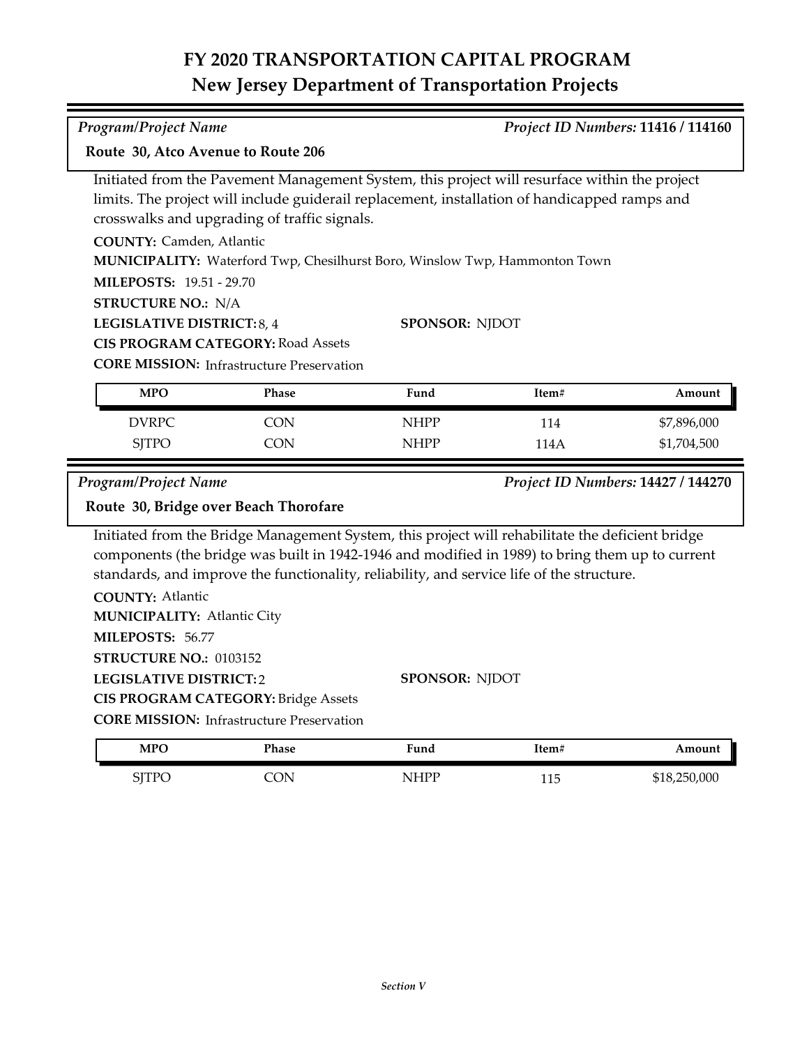# FY 2020 TRANSPORTATION CAPITAL PROGRAM
## New Jersey Department of Transportation Projects

*Program/Project Name* | *Project ID Numbers:* **11416 / 114160**

**Route 30, Atco Avenue to Route 206**

Initiated from the Pavement Management System, this project will resurface within the project limits. The project will include guiderail replacement, installation of handicapped ramps and crosswalks and upgrading of traffic signals.

**COUNTY:** Camden, Atlantic
**MUNICIPALITY:** Waterford Twp, Chesilhurst Boro, Winslow Twp, Hammonton Town
**MILEPOSTS:** 19.51 - 29.70
**STRUCTURE NO.:** N/A
**LEGISLATIVE DISTRICT:** 8, 4
**SPONSOR:** NJDOT
**CIS PROGRAM CATEGORY:** Road Assets
**CORE MISSION:** Infrastructure Preservation

| MPO | Phase | Fund | Item# | Amount |
|---|---|---|---|---|
| DVRPC | CON | NHPP | 114 | $7,896,000 |
| SJTPO | CON | NHPP | 114A | $1,704,500 |

*Program/Project Name* | *Project ID Numbers:* **14427 / 144270**

**Route 30, Bridge over Beach Thorofare**

Initiated from the Bridge Management System, this project will rehabilitate the deficient bridge components (the bridge was built in 1942-1946 and modified in 1989) to bring them up to current standards, and improve the functionality, reliability, and service life of the structure.

**COUNTY:** Atlantic
**MUNICIPALITY:** Atlantic City
**MILEPOSTS:** 56.77
**STRUCTURE NO.:** 0103152
**LEGISLATIVE DISTRICT:** 2
**SPONSOR:** NJDOT
**CIS PROGRAM CATEGORY:** Bridge Assets
**CORE MISSION:** Infrastructure Preservation

| MPO | Phase | Fund | Item# | Amount |
|---|---|---|---|---|
| SJTPO | CON | NHPP | 115 | $18,250,000 |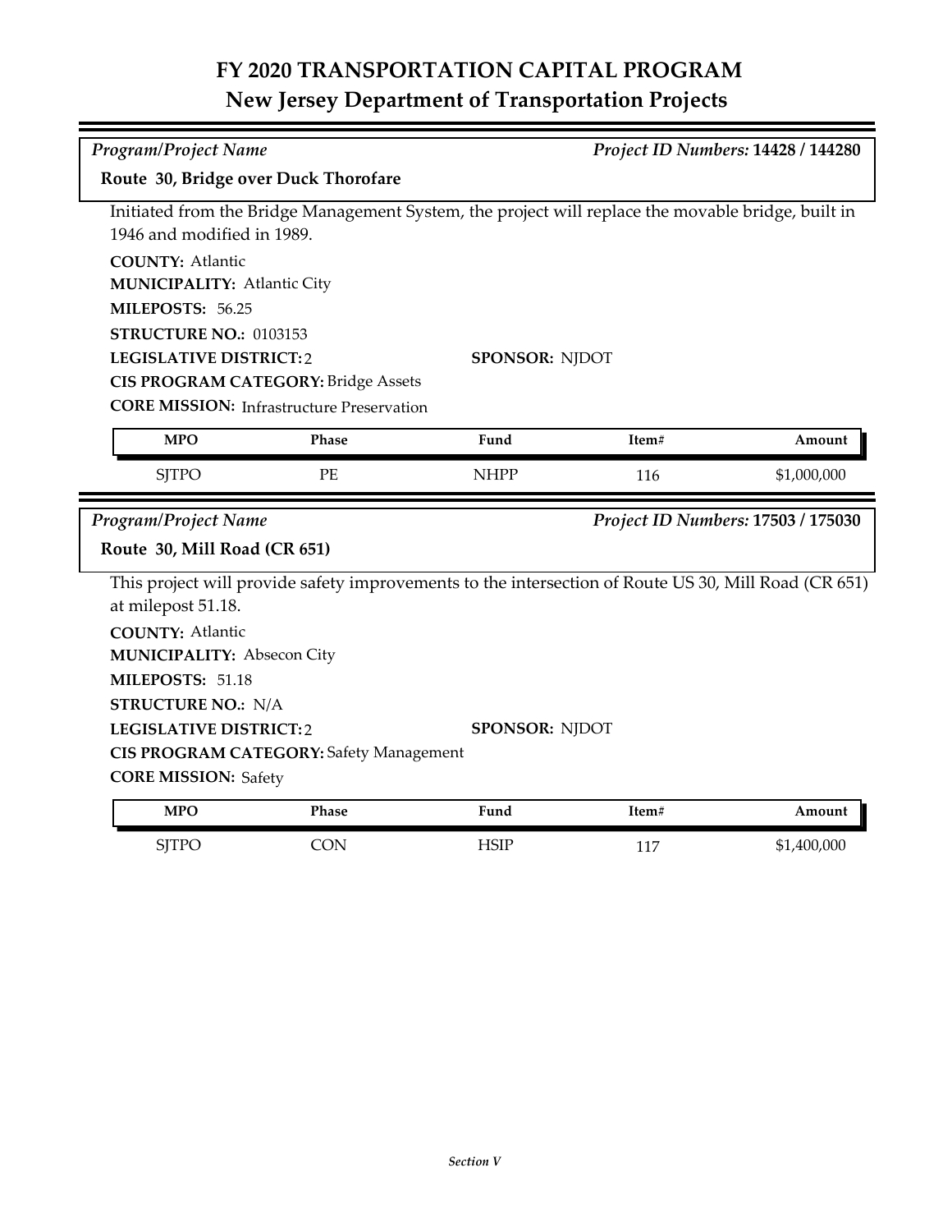# FY 2020 TRANSPORTATION CAPITAL PROGRAM
## New Jersey Department of Transportation Projects

*Program/Project Name* | *Project ID Numbers:* **14428 / 144280**

**Route 30, Bridge over Duck Thorofare**

Initiated from the Bridge Management System, the project will replace the movable bridge, built in 1946 and modified in 1989.

**COUNTY:** Atlantic
**MUNICIPALITY:** Atlantic City
**MILEPOSTS:** 56.25
**STRUCTURE NO.:** 0103153
**LEGISLATIVE DISTRICT:** 2
**SPONSOR:** NJDOT
**CIS PROGRAM CATEGORY:** Bridge Assets
**CORE MISSION:** Infrastructure Preservation

| MPO | Phase | Fund | Item# | Amount |
|---|---|---|---|---|
| SJTPO | PE | NHPP | 116 | $1,000,000 |

*Program/Project Name* | *Project ID Numbers:* **17503 / 175030**

**Route 30, Mill Road (CR 651)**

This project will provide safety improvements to the intersection of Route US 30, Mill Road (CR 651) at milepost 51.18.

**COUNTY:** Atlantic
**MUNICIPALITY:** Absecon City
**MILEPOSTS:** 51.18
**STRUCTURE NO.:** N/A
**LEGISLATIVE DISTRICT:** 2
**SPONSOR:** NJDOT
**CIS PROGRAM CATEGORY:** Safety Management
**CORE MISSION:** Safety

| MPO | Phase | Fund | Item# | Amount |
|---|---|---|---|---|
| SJTPO | CON | HSIP | 117 | $1,400,000 |